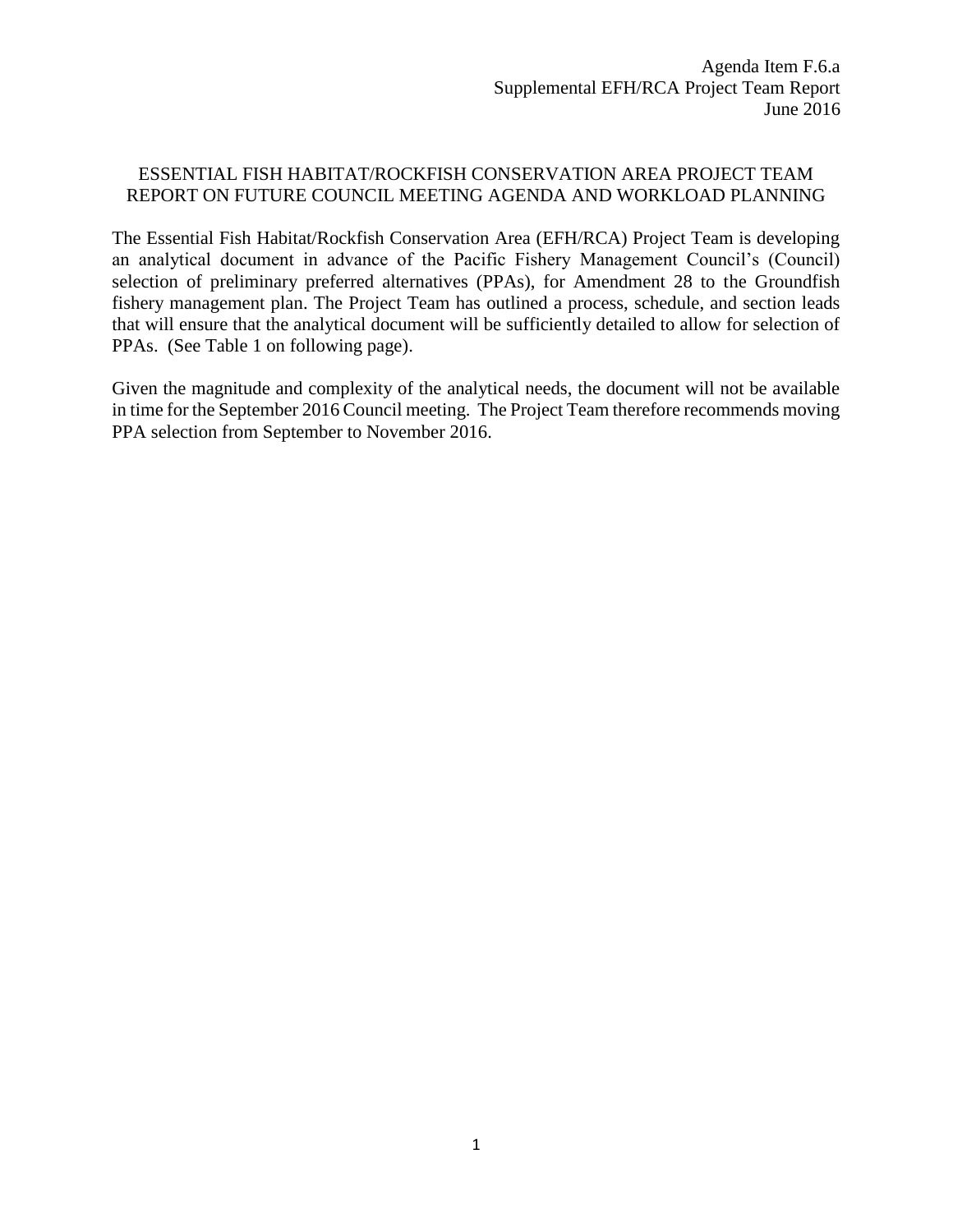Agenda Item F.6.a
Supplemental EFH/RCA Project Team Report
June 2016

# ESSENTIAL FISH HABITAT/ROCKFISH CONSERVATION AREA PROJECT TEAM REPORT ON FUTURE COUNCIL MEETING AGENDA AND WORKLOAD PLANNING

The Essential Fish Habitat/Rockfish Conservation Area (EFH/RCA) Project Team is developing an analytical document in advance of the Pacific Fishery Management Council's (Council) selection of preliminary preferred alternatives (PPAs), for Amendment 28 to the Groundfish fishery management plan. The Project Team has outlined a process, schedule, and section leads that will ensure that the analytical document will be sufficiently detailed to allow for selection of PPAs. (See Table 1 on following page).

Given the magnitude and complexity of the analytical needs, the document will not be available in time for the September 2016 Council meeting. The Project Team therefore recommends moving PPA selection from September to November 2016.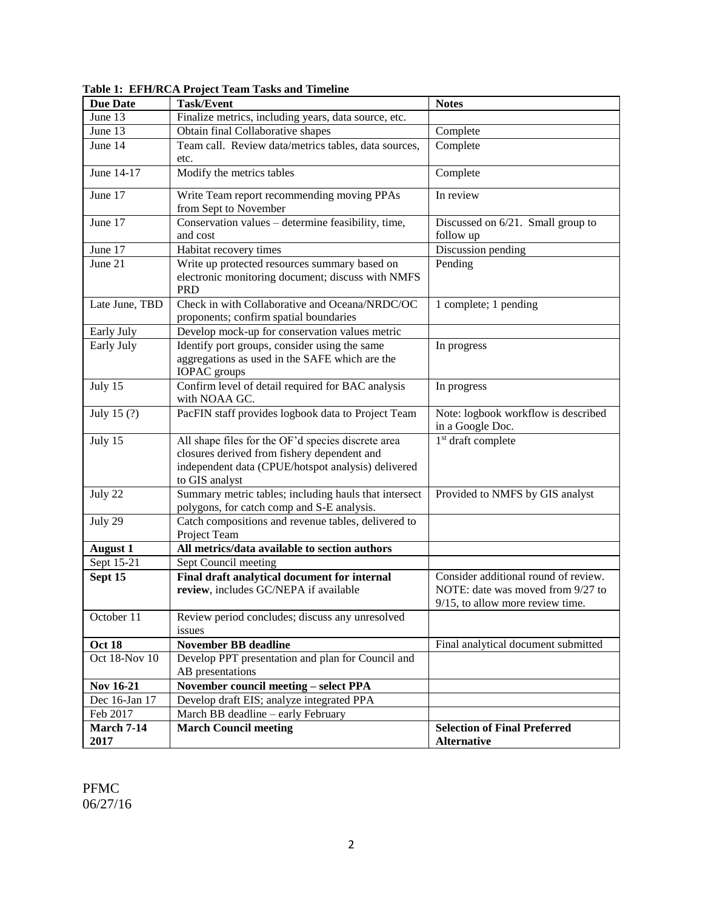**Table 1: EFH/RCA Project Team Tasks and Timeline**

| Due Date | Task/Event | Notes |
|---|---|---|
| June 13 | Finalize metrics, including years, data source, etc. | |
| June 13 | Obtain final Collaborative shapes | Complete |
| June 14 | Team call. Review data/metrics tables, data sources, etc. | Complete |
| June 14-17 | Modify the metrics tables | Complete |
| June 17 | Write Team report recommending moving PPAs from Sept to November | In review |
| June 17 | Conservation values – determine feasibility, time, and cost | Discussed on 6/21. Small group to follow up |
| June 17 | Habitat recovery times | Discussion pending |
| June 21 | Write up protected resources summary based on electronic monitoring document; discuss with NMFS PRD | Pending |
| Late June, TBD | Check in with Collaborative and Oceana/NRDC/OC proponents; confirm spatial boundaries | 1 complete; 1 pending |
| Early July | Develop mock-up for conservation values metric | |
| Early July | Identify port groups, consider using the same aggregations as used in the SAFE which are the IOPAC groups | In progress |
| July 15 | Confirm level of detail required for BAC analysis with NOAA GC. | In progress |
| July 15 (?) | PacFIN staff provides logbook data to Project Team | Note: logbook workflow is described in a Google Doc. |
| July 15 | All shape files for the OF'd species discrete area closures derived from fishery dependent and independent data (CPUE/hotspot analysis) delivered to GIS analyst | 1st draft complete |
| July 22 | Summary metric tables; including hauls that intersect polygons, for catch comp and S-E analysis. | Provided to NMFS by GIS analyst |
| July 29 | Catch compositions and revenue tables, delivered to Project Team | |
| **August 1** | **All metrics/data available to section authors** | |
| Sept 15-21 | Sept Council meeting | |
| **Sept 15** | **Final draft analytical document for internal review**, includes GC/NEPA if available | Consider additional round of review. NOTE: date was moved from 9/27 to 9/15, to allow more review time. |
| October 11 | Review period concludes; discuss any unresolved issues | |
| **Oct 18** | **November BB deadline** | Final analytical document submitted |
| Oct 18-Nov 10 | Develop PPT presentation and plan for Council and AB presentations | |
| **Nov 16-21** | **November council meeting – select PPA** | |
| Dec 16-Jan 17 | Develop draft EIS; analyze integrated PPA | |
| Feb 2017 | March BB deadline – early February | |
| **March 7-14 2017** | **March Council meeting** | **Selection of Final Preferred Alternative** |

PFMC
06/27/16